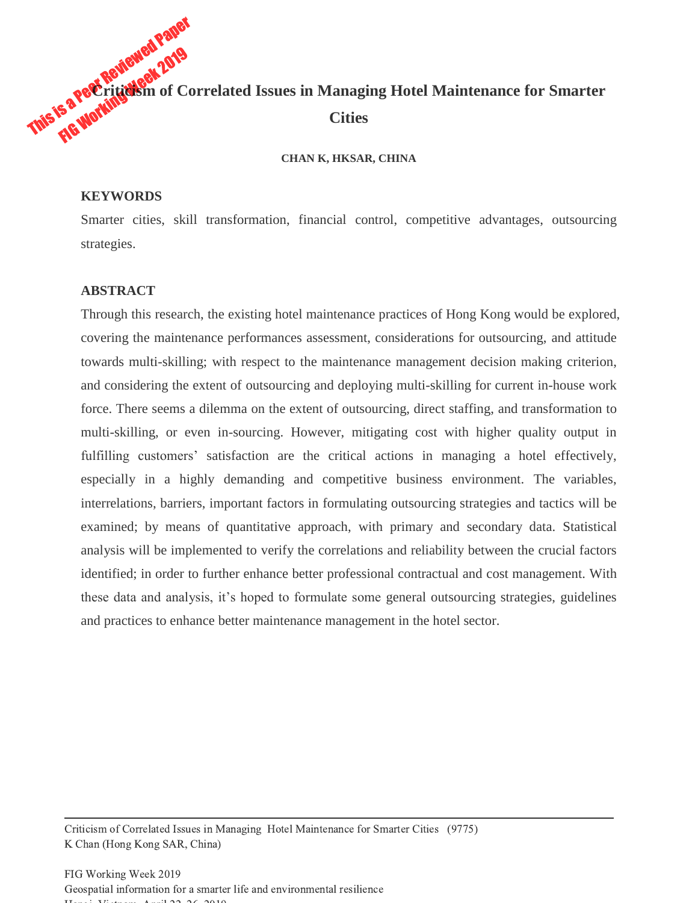# Criticism of Correlated Issues in Managing Hotel Maintenance for Smarter Cities

**CHAN K, HKSAR, CHINA**

## KEYWORDS

Smarter cities, skill transformation, financial control, competitive advantages, outsourcing strategies.

## ABSTRACT

Through this research, the existing hotel maintenance practices of Hong Kong would be explored, covering the maintenance performances assessment, considerations for outsourcing, and attitude towards multi-skilling; with respect to the maintenance management decision making criterion, and considering the extent of outsourcing and deploying multi-skilling for current in-house work force. There seems a dilemma on the extent of outsourcing, direct staffing, and transformation to multi-skilling, or even in-sourcing. However, mitigating cost with higher quality output in fulfilling customers' satisfaction are the critical actions in managing a hotel effectively, especially in a highly demanding and competitive business environment. The variables, interrelations, barriers, important factors in formulating outsourcing strategies and tactics will be examined; by means of quantitative approach, with primary and secondary data. Statistical analysis will be implemented to verify the correlations and reliability between the crucial factors identified; in order to further enhance better professional contractual and cost management. With these data and analysis, it's hoped to formulate some general outsourcing strategies, guidelines and practices to enhance better maintenance management in the hotel sector.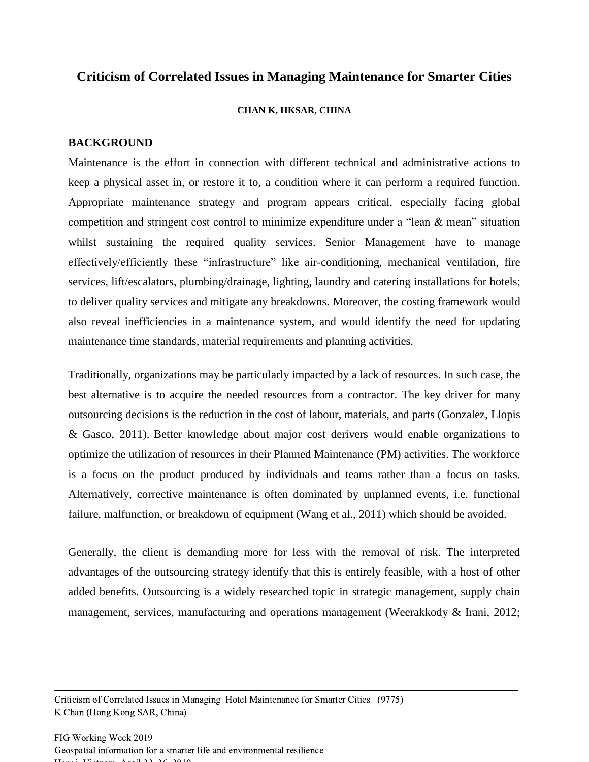# Criticism of Correlated Issues in Managing Maintenance for Smarter Cities

**CHAN K, HKSAR, CHINA**

## BACKGROUND

Maintenance is the effort in connection with different technical and administrative actions to keep a physical asset in, or restore it to, a condition where it can perform a required function. Appropriate maintenance strategy and program appears critical, especially facing global competition and stringent cost control to minimize expenditure under a "lean & mean" situation whilst sustaining the required quality services. Senior Management have to manage effectively/efficiently these "infrastructure" like air-conditioning, mechanical ventilation, fire services, lift/escalators, plumbing/drainage, lighting, laundry and catering installations for hotels; to deliver quality services and mitigate any breakdowns. Moreover, the costing framework would also reveal inefficiencies in a maintenance system, and would identify the need for updating maintenance time standards, material requirements and planning activities.

Traditionally, organizations may be particularly impacted by a lack of resources. In such case, the best alternative is to acquire the needed resources from a contractor. The key driver for many outsourcing decisions is the reduction in the cost of labour, materials, and parts (Gonzalez, Llopis & Gasco, 2011). Better knowledge about major cost derivers would enable organizations to optimize the utilization of resources in their Planned Maintenance (PM) activities. The workforce is a focus on the product produced by individuals and teams rather than a focus on tasks. Alternatively, corrective maintenance is often dominated by unplanned events, i.e. functional failure, malfunction, or breakdown of equipment (Wang et al., 2011) which should be avoided.

Generally, the client is demanding more for less with the removal of risk. The interpreted advantages of the outsourcing strategy identify that this is entirely feasible, with a host of other added benefits. Outsourcing is a widely researched topic in strategic management, supply chain management, services, manufacturing and operations management (Weerakkody & Irani, 2012;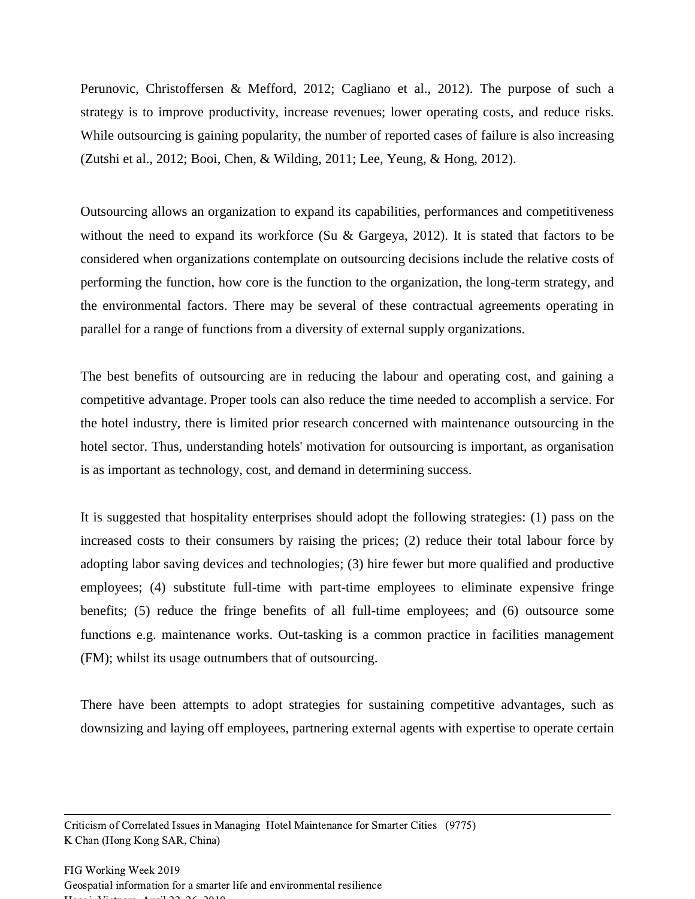Perunovic, Christoffersen & Mefford, 2012; Cagliano et al., 2012). The purpose of such a strategy is to improve productivity, increase revenues; lower operating costs, and reduce risks. While outsourcing is gaining popularity, the number of reported cases of failure is also increasing (Zutshi et al., 2012; Booi, Chen, & Wilding, 2011; Lee, Yeung, & Hong, 2012).

Outsourcing allows an organization to expand its capabilities, performances and competitiveness without the need to expand its workforce (Su & Gargeya, 2012). It is stated that factors to be considered when organizations contemplate on outsourcing decisions include the relative costs of performing the function, how core is the function to the organization, the long-term strategy, and the environmental factors. There may be several of these contractual agreements operating in parallel for a range of functions from a diversity of external supply organizations.

The best benefits of outsourcing are in reducing the labour and operating cost, and gaining a competitive advantage. Proper tools can also reduce the time needed to accomplish a service. For the hotel industry, there is limited prior research concerned with maintenance outsourcing in the hotel sector. Thus, understanding hotels' motivation for outsourcing is important, as organisation is as important as technology, cost, and demand in determining success.

It is suggested that hospitality enterprises should adopt the following strategies: (1) pass on the increased costs to their consumers by raising the prices; (2) reduce their total labour force by adopting labor saving devices and technologies; (3) hire fewer but more qualified and productive employees; (4) substitute full-time with part-time employees to eliminate expensive fringe benefits; (5) reduce the fringe benefits of all full-time employees; and (6) outsource some functions e.g. maintenance works. Out-tasking is a common practice in facilities management (FM); whilst its usage outnumbers that of outsourcing.

There have been attempts to adopt strategies for sustaining competitive advantages, such as downsizing and laying off employees, partnering external agents with expertise to operate certain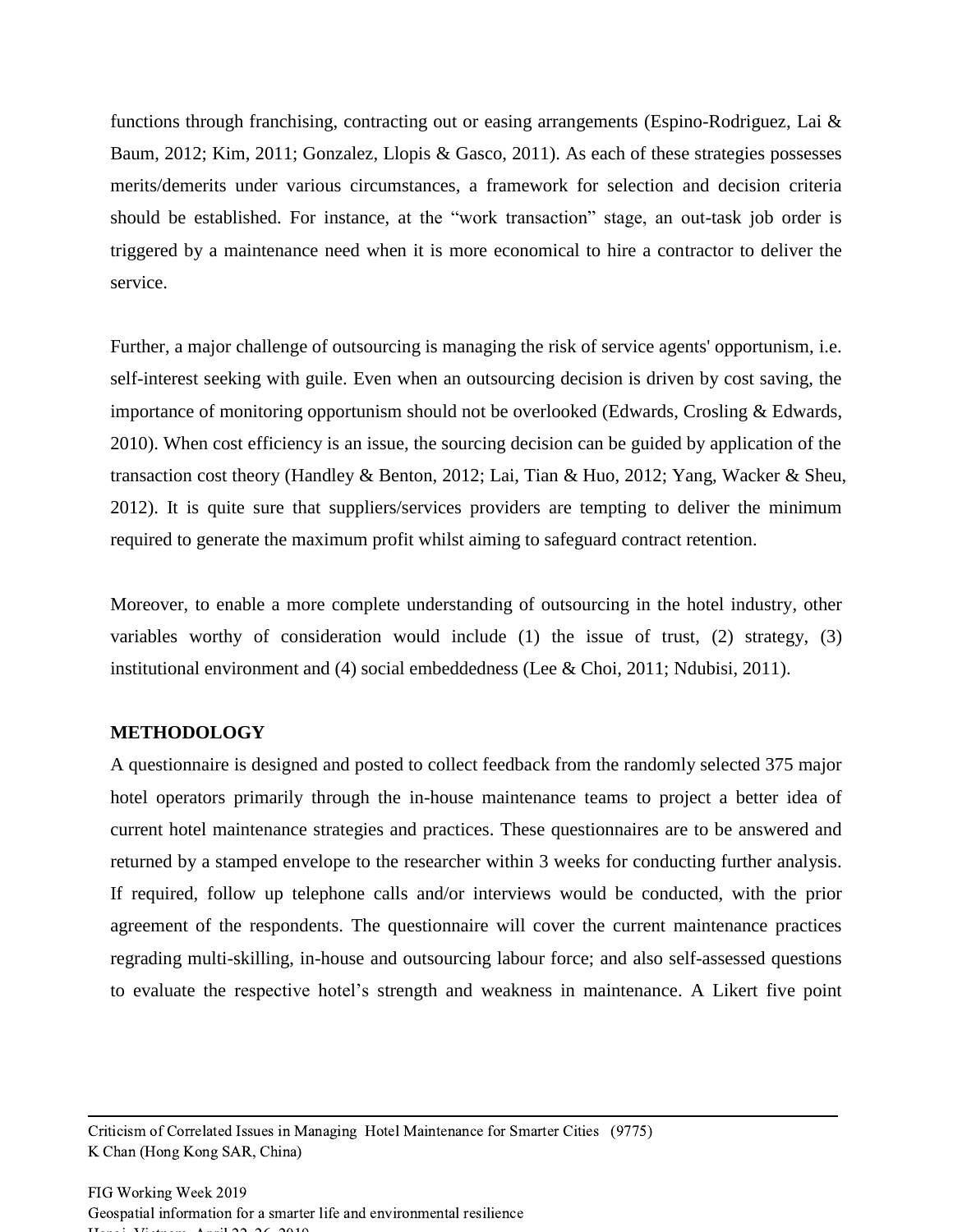functions through franchising, contracting out or easing arrangements (Espino-Rodriguez, Lai & Baum, 2012; Kim, 2011; Gonzalez, Llopis & Gasco, 2011). As each of these strategies possesses merits/demerits under various circumstances, a framework for selection and decision criteria should be established. For instance, at the "work transaction" stage, an out-task job order is triggered by a maintenance need when it is more economical to hire a contractor to deliver the service.

Further, a major challenge of outsourcing is managing the risk of service agents' opportunism, i.e. self-interest seeking with guile. Even when an outsourcing decision is driven by cost saving, the importance of monitoring opportunism should not be overlooked (Edwards, Crosling & Edwards, 2010). When cost efficiency is an issue, the sourcing decision can be guided by application of the transaction cost theory (Handley & Benton, 2012; Lai, Tian & Huo, 2012; Yang, Wacker & Sheu, 2012). It is quite sure that suppliers/services providers are tempting to deliver the minimum required to generate the maximum profit whilst aiming to safeguard contract retention.

Moreover, to enable a more complete understanding of outsourcing in the hotel industry, other variables worthy of consideration would include (1) the issue of trust, (2) strategy, (3) institutional environment and (4) social embeddedness (Lee & Choi, 2011; Ndubisi, 2011).

## METHODOLOGY

A questionnaire is designed and posted to collect feedback from the randomly selected 375 major hotel operators primarily through the in-house maintenance teams to project a better idea of current hotel maintenance strategies and practices. These questionnaires are to be answered and returned by a stamped envelope to the researcher within 3 weeks for conducting further analysis. If required, follow up telephone calls and/or interviews would be conducted, with the prior agreement of the respondents. The questionnaire will cover the current maintenance practices regrading multi-skilling, in-house and outsourcing labour force; and also self-assessed questions to evaluate the respective hotel's strength and weakness in maintenance. A Likert five point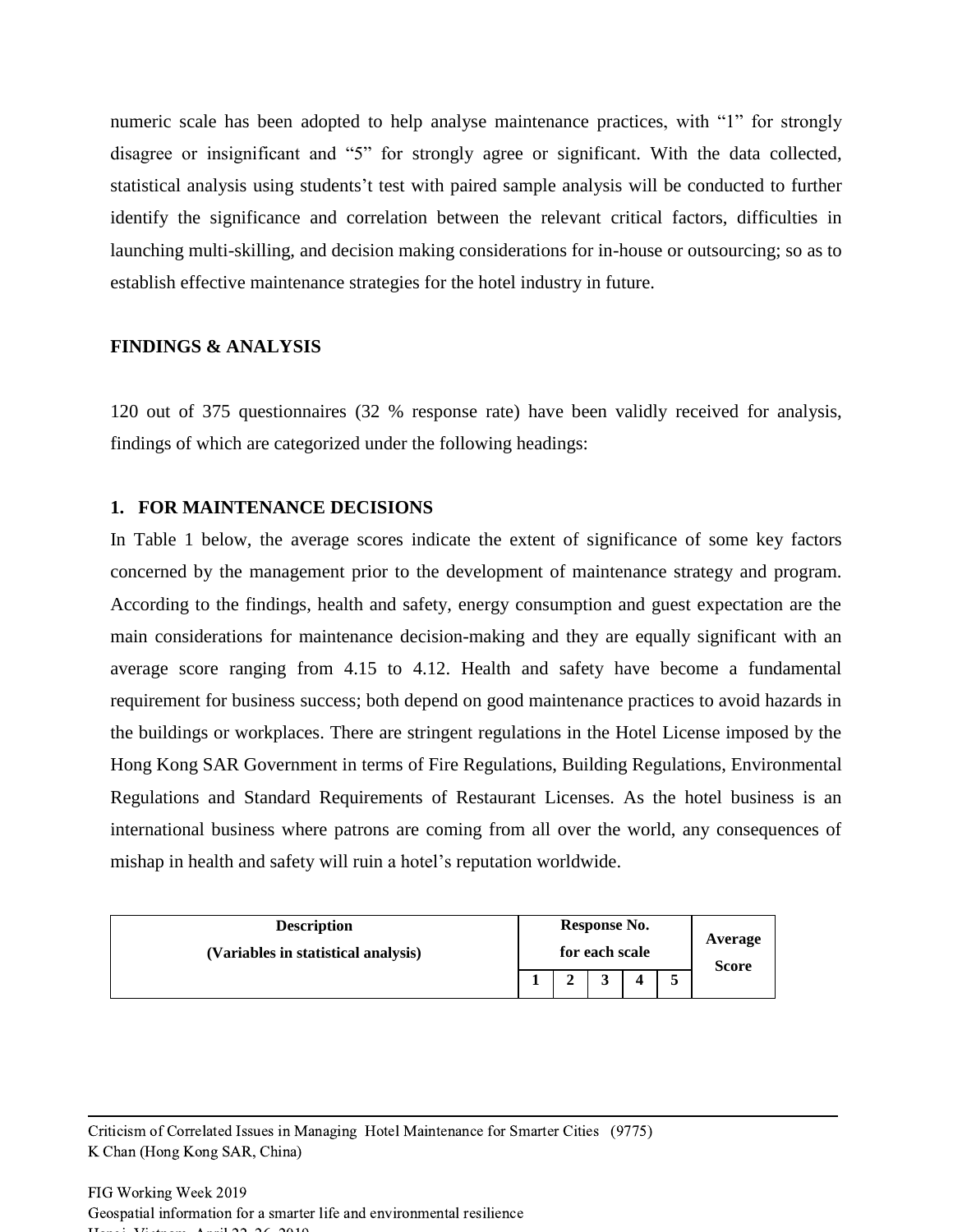numeric scale has been adopted to help analyse maintenance practices, with "1" for strongly disagree or insignificant and "5" for strongly agree or significant. With the data collected, statistical analysis using students't test with paired sample analysis will be conducted to further identify the significance and correlation between the relevant critical factors, difficulties in launching multi-skilling, and decision making considerations for in-house or outsourcing; so as to establish effective maintenance strategies for the hotel industry in future.

## FINDINGS & ANALYSIS

120 out of 375 questionnaires (32 % response rate) have been validly received for analysis, findings of which are categorized under the following headings:

### 1. FOR MAINTENANCE DECISIONS

In Table 1 below, the average scores indicate the extent of significance of some key factors concerned by the management prior to the development of maintenance strategy and program. According to the findings, health and safety, energy consumption and guest expectation are the main considerations for maintenance decision-making and they are equally significant with an average score ranging from 4.15 to 4.12. Health and safety have become a fundamental requirement for business success; both depend on good maintenance practices to avoid hazards in the buildings or workplaces. There are stringent regulations in the Hotel License imposed by the Hong Kong SAR Government in terms of Fire Regulations, Building Regulations, Environmental Regulations and Standard Requirements of Restaurant Licenses. As the hotel business is an international business where patrons are coming from all over the world, any consequences of mishap in health and safety will ruin a hotel's reputation worldwide.

| Description (Variables in statistical analysis) | Response No. for each scale | | | | | Average Score |
|---|---|---|---|---|---|---|
| | 1 | 2 | 3 | 4 | 5 | |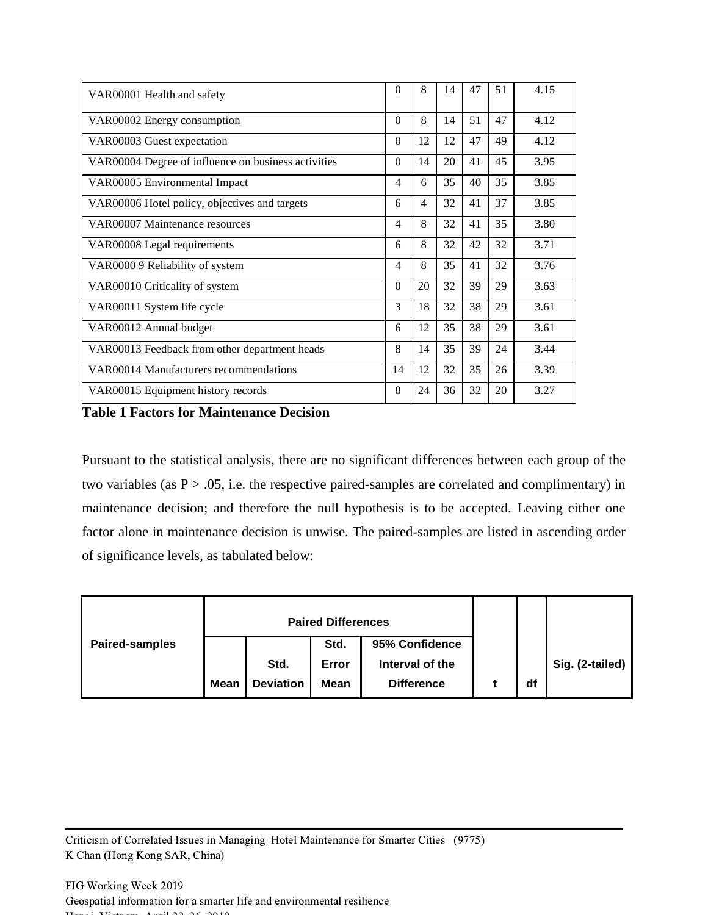| VAR00001 Health and safety | 0 | 8 | 14 | 47 | 51 | 4.15 |
|---|---|---|---|---|---|---|
| VAR00002 Energy consumption | 0 | 8 | 14 | 51 | 47 | 4.12 |
| VAR00003 Guest expectation | 0 | 12 | 12 | 47 | 49 | 4.12 |
| VAR00004 Degree of influence on business activities | 0 | 14 | 20 | 41 | 45 | 3.95 |
| VAR00005 Environmental Impact | 4 | 6 | 35 | 40 | 35 | 3.85 |
| VAR00006 Hotel policy, objectives and targets | 6 | 4 | 32 | 41 | 37 | 3.85 |
| VAR00007 Maintenance resources | 4 | 8 | 32 | 41 | 35 | 3.80 |
| VAR00008 Legal requirements | 6 | 8 | 32 | 42 | 32 | 3.71 |
| VAR0000 9 Reliability of system | 4 | 8 | 35 | 41 | 32 | 3.76 |
| VAR00010 Criticality of system | 0 | 20 | 32 | 39 | 29 | 3.63 |
| VAR00011 System life cycle | 3 | 18 | 32 | 38 | 29 | 3.61 |
| VAR00012 Annual budget | 6 | 12 | 35 | 38 | 29 | 3.61 |
| VAR00013 Feedback from other department heads | 8 | 14 | 35 | 39 | 24 | 3.44 |
| VAR00014 Manufacturers recommendations | 14 | 12 | 32 | 35 | 26 | 3.39 |
| VAR00015 Equipment history records | 8 | 24 | 36 | 32 | 20 | 3.27 |

**Table 1 Factors for Maintenance Decision**

Pursuant to the statistical analysis, there are no significant differences between each group of the two variables (as $P > .05$, i.e. the respective paired-samples are correlated and complimentary) in maintenance decision; and therefore the null hypothesis is to be accepted. Leaving either one factor alone in maintenance decision is unwise. The paired-samples are listed in ascending order of significance levels, as tabulated below:

| Paired-samples | Paired Differences | | | | t | df | Sig. (2-tailed) |
|---|---|---|---|---|---|---|---|
| | Mean | Std. Deviation | Std. Error Mean | 95% Confidence Interval of the Difference | | | |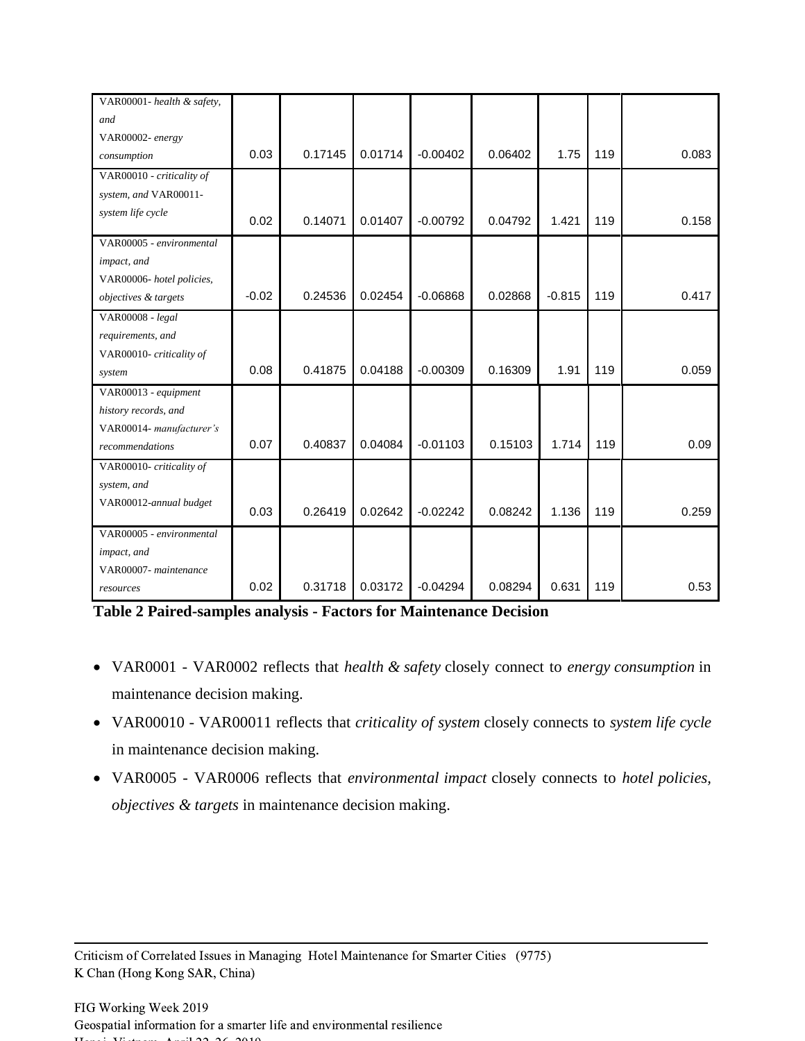| | | | | | | | | |
|---|---|---|---|---|---|---|---|---|
| VAR00001- *health & safety, and* VAR00002- *energy consumption* | 0.03 | 0.17145 | 0.01714 | -0.00402 | 0.06402 | 1.75 | 119 | 0.083 |
| VAR00010 - *criticality of system, and* VAR00011- *system life cycle* | 0.02 | 0.14071 | 0.01407 | -0.00792 | 0.04792 | 1.421 | 119 | 0.158 |
| VAR00005 - *environmental impact, and* VAR00006- *hotel policies, objectives & targets* | -0.02 | 0.24536 | 0.02454 | -0.06868 | 0.02868 | -0.815 | 119 | 0.417 |
| VAR00008 - *legal requirements, and* VAR00010- *criticality of system* | 0.08 | 0.41875 | 0.04188 | -0.00309 | 0.16309 | 1.91 | 119 | 0.059 |
| VAR00013 - *equipment history records, and* VAR00014- *manufacturer's recommendations* | 0.07 | 0.40837 | 0.04084 | -0.01103 | 0.15103 | 1.714 | 119 | 0.09 |
| VAR00010- *criticality of system, and* VAR00012-*annual budget* | 0.03 | 0.26419 | 0.02642 | -0.02242 | 0.08242 | 1.136 | 119 | 0.259 |
| VAR00005 - *environmental impact, and* VAR00007- *maintenance resources* | 0.02 | 0.31718 | 0.03172 | -0.04294 | 0.08294 | 0.631 | 119 | 0.53 |

**Table 2 Paired-samples analysis - Factors for Maintenance Decision**

- VAR0001 - VAR0002 reflects that *health & safety* closely connect to *energy consumption* in maintenance decision making.
- VAR00010 - VAR00011 reflects that *criticality of system* closely connects to *system life cycle* in maintenance decision making.
- VAR0005 - VAR0006 reflects that *environmental impact* closely connects to *hotel policies, objectives & targets* in maintenance decision making.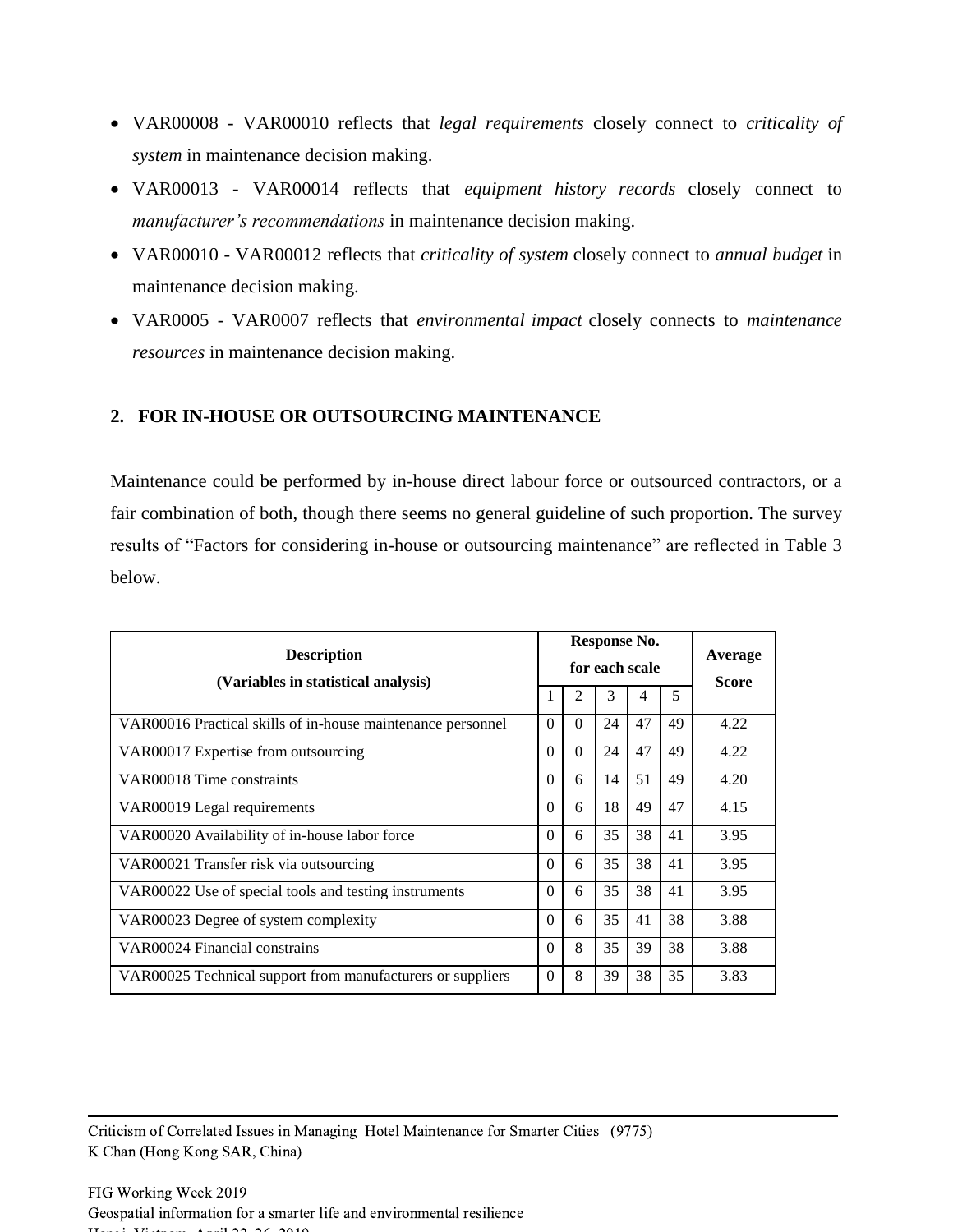- VAR00008 - VAR00010 reflects that *legal requirements* closely connect to *criticality of system* in maintenance decision making.
- VAR00013 - VAR00014 reflects that *equipment history records* closely connect to *manufacturer's recommendations* in maintenance decision making.
- VAR00010 - VAR00012 reflects that *criticality of system* closely connect to *annual budget* in maintenance decision making.
- VAR0005 - VAR0007 reflects that *environmental impact* closely connects to *maintenance resources* in maintenance decision making.

## 2. FOR IN-HOUSE OR OUTSOURCING MAINTENANCE

Maintenance could be performed by in-house direct labour force or outsourced contractors, or a fair combination of both, though there seems no general guideline of such proportion. The survey results of "Factors for considering in-house or outsourcing maintenance" are reflected in Table 3 below.

| **Description (Variables in statistical analysis)** | **Response No. for each scale** | | | | | **Average Score** |
|---|---|---|---|---|---|---|
| | 1 | 2 | 3 | 4 | 5 | |
| VAR00016 Practical skills of in-house maintenance personnel | 0 | 0 | 24 | 47 | 49 | 4.22 |
| VAR00017 Expertise from outsourcing | 0 | 0 | 24 | 47 | 49 | 4.22 |
| VAR00018 Time constraints | 0 | 6 | 14 | 51 | 49 | 4.20 |
| VAR00019 Legal requirements | 0 | 6 | 18 | 49 | 47 | 4.15 |
| VAR00020 Availability of in-house labor force | 0 | 6 | 35 | 38 | 41 | 3.95 |
| VAR00021 Transfer risk via outsourcing | 0 | 6 | 35 | 38 | 41 | 3.95 |
| VAR00022 Use of special tools and testing instruments | 0 | 6 | 35 | 38 | 41 | 3.95 |
| VAR00023 Degree of system complexity | 0 | 6 | 35 | 41 | 38 | 3.88 |
| VAR00024 Financial constrains | 0 | 8 | 35 | 39 | 38 | 3.88 |
| VAR00025 Technical support from manufacturers or suppliers | 0 | 8 | 39 | 38 | 35 | 3.83 |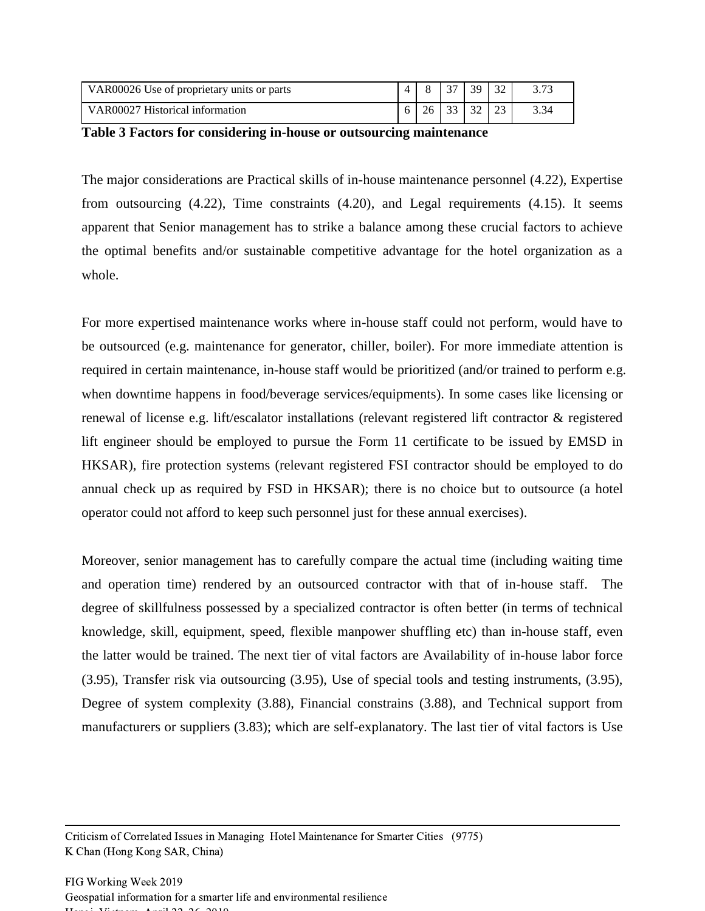| | | | | | | |
|---|---|---|---|---|---|---|
| VAR00026 Use of proprietary units or parts | 4 | 8 | 37 | 39 | 32 | 3.73 |
| VAR00027 Historical information | 6 | 26 | 33 | 32 | 23 | 3.34 |

**Table 3 Factors for considering in-house or outsourcing maintenance**

The major considerations are Practical skills of in-house maintenance personnel (4.22), Expertise from outsourcing (4.22), Time constraints (4.20), and Legal requirements (4.15). It seems apparent that Senior management has to strike a balance among these crucial factors to achieve the optimal benefits and/or sustainable competitive advantage for the hotel organization as a whole.

For more expertised maintenance works where in-house staff could not perform, would have to be outsourced (e.g. maintenance for generator, chiller, boiler). For more immediate attention is required in certain maintenance, in-house staff would be prioritized (and/or trained to perform e.g. when downtime happens in food/beverage services/equipments). In some cases like licensing or renewal of license e.g. lift/escalator installations (relevant registered lift contractor & registered lift engineer should be employed to pursue the Form 11 certificate to be issued by EMSD in HKSAR), fire protection systems (relevant registered FSI contractor should be employed to do annual check up as required by FSD in HKSAR); there is no choice but to outsource (a hotel operator could not afford to keep such personnel just for these annual exercises).

Moreover, senior management has to carefully compare the actual time (including waiting time and operation time) rendered by an outsourced contractor with that of in-house staff. The degree of skillfulness possessed by a specialized contractor is often better (in terms of technical knowledge, skill, equipment, speed, flexible manpower shuffling etc) than in-house staff, even the latter would be trained. The next tier of vital factors are Availability of in-house labor force (3.95), Transfer risk via outsourcing (3.95), Use of special tools and testing instruments, (3.95), Degree of system complexity (3.88), Financial constrains (3.88), and Technical support from manufacturers or suppliers (3.83); which are self-explanatory. The last tier of vital factors is Use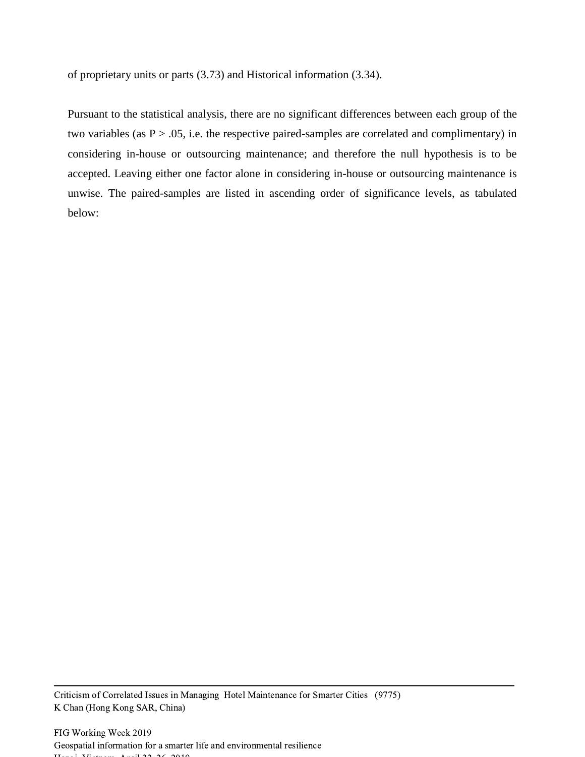of proprietary units or parts (3.73) and Historical information (3.34).

Pursuant to the statistical analysis, there are no significant differences between each group of the two variables (as $P > .05$, i.e. the respective paired-samples are correlated and complimentary) in considering in-house or outsourcing maintenance; and therefore the null hypothesis is to be accepted. Leaving either one factor alone in considering in-house or outsourcing maintenance is unwise. The paired-samples are listed in ascending order of significance levels, as tabulated below: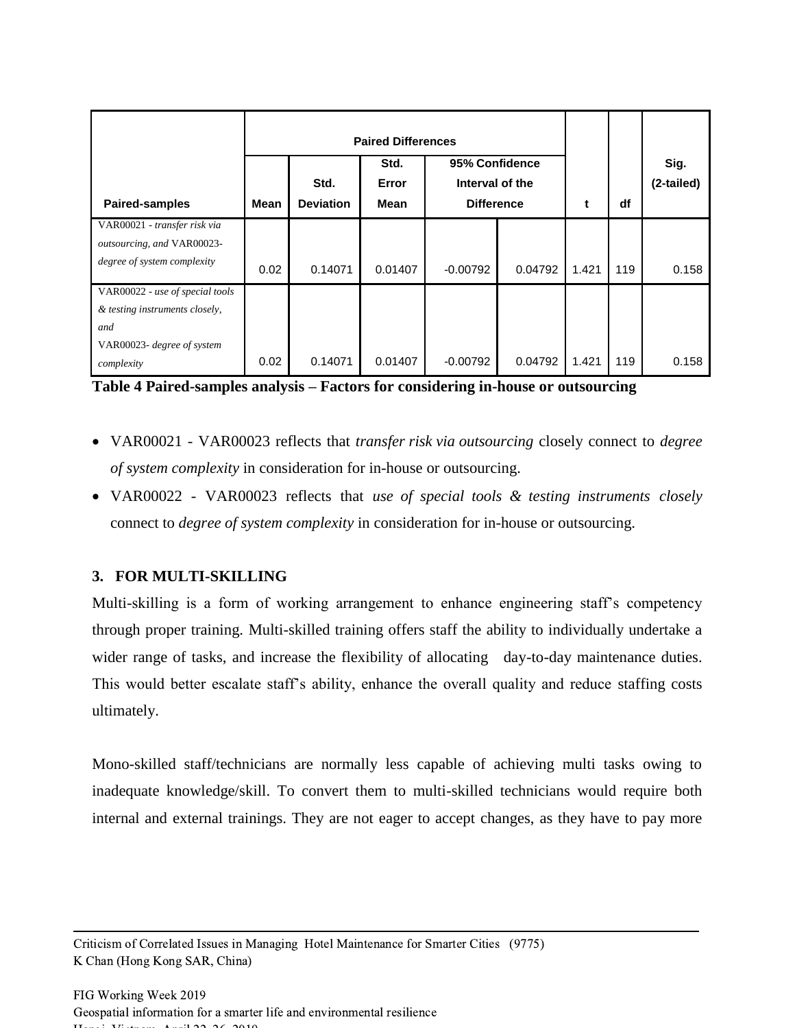| Paired-samples | Paired Differences | | | | | t | df | Sig. (2-tailed) |
|---|---|---|---|---|---|---|---|---|
| | Mean | Std. Deviation | Std. Error Mean | 95% Confidence Interval of the Difference | | | | |
| VAR00021 - *transfer risk via outsourcing, and* VAR00023- *degree of system complexity* | 0.02 | 0.14071 | 0.01407 | -0.00792 | 0.04792 | 1.421 | 119 | 0.158 |
| VAR00022 - *use of special tools & testing instruments closely, and* VAR00023- *degree of system complexity* | 0.02 | 0.14071 | 0.01407 | -0.00792 | 0.04792 | 1.421 | 119 | 0.158 |

**Table 4 Paired-samples analysis – Factors for considering in-house or outsourcing**

- VAR00021 - VAR00023 reflects that *transfer risk via outsourcing* closely connect to *degree of system complexity* in consideration for in-house or outsourcing.
- VAR00022 - VAR00023 reflects that *use of special tools & testing instruments closely* connect to *degree of system complexity* in consideration for in-house or outsourcing.

### 3. FOR MULTI-SKILLING

Multi-skilling is a form of working arrangement to enhance engineering staff's competency through proper training. Multi-skilled training offers staff the ability to individually undertake a wider range of tasks, and increase the flexibility of allocating day-to-day maintenance duties. This would better escalate staff's ability, enhance the overall quality and reduce staffing costs ultimately.

Mono-skilled staff/technicians are normally less capable of achieving multi tasks owing to inadequate knowledge/skill. To convert them to multi-skilled technicians would require both internal and external trainings. They are not eager to accept changes, as they have to pay more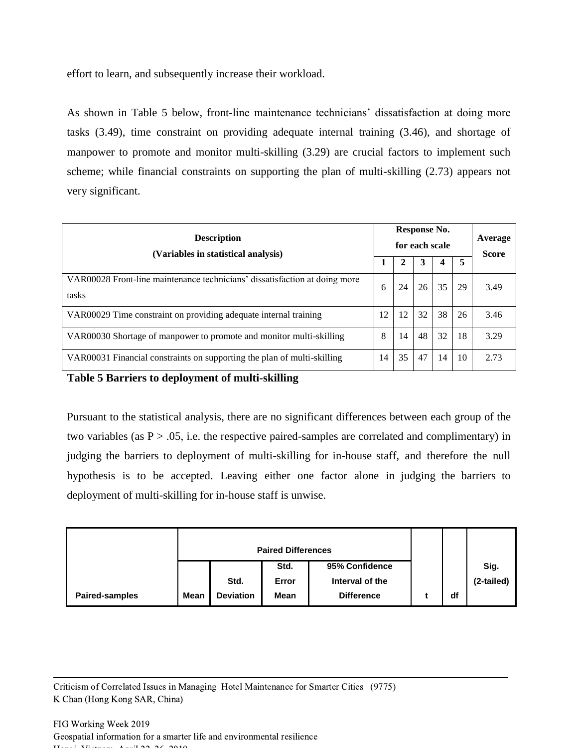effort to learn, and subsequently increase their workload.

As shown in Table 5 below, front-line maintenance technicians' dissatisfaction at doing more tasks (3.49), time constraint on providing adequate internal training (3.46), and shortage of manpower to promote and monitor multi-skilling (3.29) are crucial factors to implement such scheme; while financial constraints on supporting the plan of multi-skilling (2.73) appears not very significant.

| **Description (Variables in statistical analysis)** | **Response No. for each scale** | | | | | **Average Score** |
|---|---|---|---|---|---|---|
| | **1** | **2** | **3** | **4** | **5** | |
| VAR00028 Front-line maintenance technicians' dissatisfaction at doing more tasks | 6 | 24 | 26 | 35 | 29 | 3.49 |
| VAR00029 Time constraint on providing adequate internal training | 12 | 12 | 32 | 38 | 26 | 3.46 |
| VAR00030 Shortage of manpower to promote and monitor multi-skilling | 8 | 14 | 48 | 32 | 18 | 3.29 |
| VAR00031 Financial constraints on supporting the plan of multi-skilling | 14 | 35 | 47 | 14 | 10 | 2.73 |

**Table 5 Barriers to deployment of multi-skilling**

Pursuant to the statistical analysis, there are no significant differences between each group of the two variables (as $P > .05$, i.e. the respective paired-samples are correlated and complimentary) in judging the barriers to deployment of multi-skilling for in-house staff, and therefore the null hypothesis is to be accepted. Leaving either one factor alone in judging the barriers to deployment of multi-skilling for in-house staff is unwise.

| | **Paired Differences** | | | | | | |
|---|---|---|---|---|---|---|---|
| **Paired-samples** | **Mean** | **Std. Deviation** | **Std. Error Mean** | **95% Confidence Interval of the Difference** | **t** | **df** | **Sig. (2-tailed)** |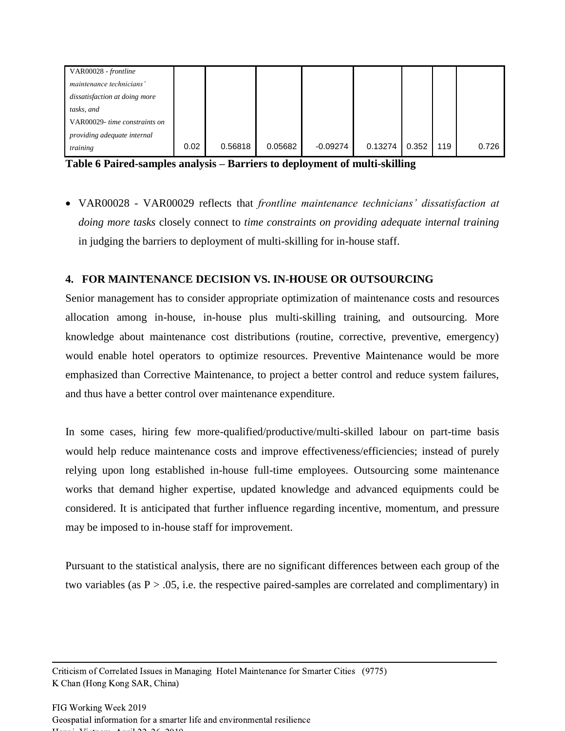| | | | | | | | | |
|---|---|---|---|---|---|---|---|---|
| VAR00028 - *frontline maintenance technicians' dissatisfaction at doing more tasks, and* VAR00029- *time constraints on providing adequate internal training* | 0.02 | 0.56818 | 0.05682 | -0.09274 | 0.13274 | 0.352 | 119 | 0.726 |

**Table 6 Paired-samples analysis – Barriers to deployment of multi-skilling**

- VAR00028 - VAR00029 reflects that *frontline maintenance technicians' dissatisfaction at doing more tasks* closely connect to *time constraints on providing adequate internal training* in judging the barriers to deployment of multi-skilling for in-house staff.

## 4. FOR MAINTENANCE DECISION VS. IN-HOUSE OR OUTSOURCING

Senior management has to consider appropriate optimization of maintenance costs and resources allocation among in-house, in-house plus multi-skilling training, and outsourcing. More knowledge about maintenance cost distributions (routine, corrective, preventive, emergency) would enable hotel operators to optimize resources. Preventive Maintenance would be more emphasized than Corrective Maintenance, to project a better control and reduce system failures, and thus have a better control over maintenance expenditure.

In some cases, hiring few more-qualified/productive/multi-skilled labour on part-time basis would help reduce maintenance costs and improve effectiveness/efficiencies; instead of purely relying upon long established in-house full-time employees. Outsourcing some maintenance works that demand higher expertise, updated knowledge and advanced equipments could be considered. It is anticipated that further influence regarding incentive, momentum, and pressure may be imposed to in-house staff for improvement.

Pursuant to the statistical analysis, there are no significant differences between each group of the two variables (as $P > .05$, i.e. the respective paired-samples are correlated and complimentary) in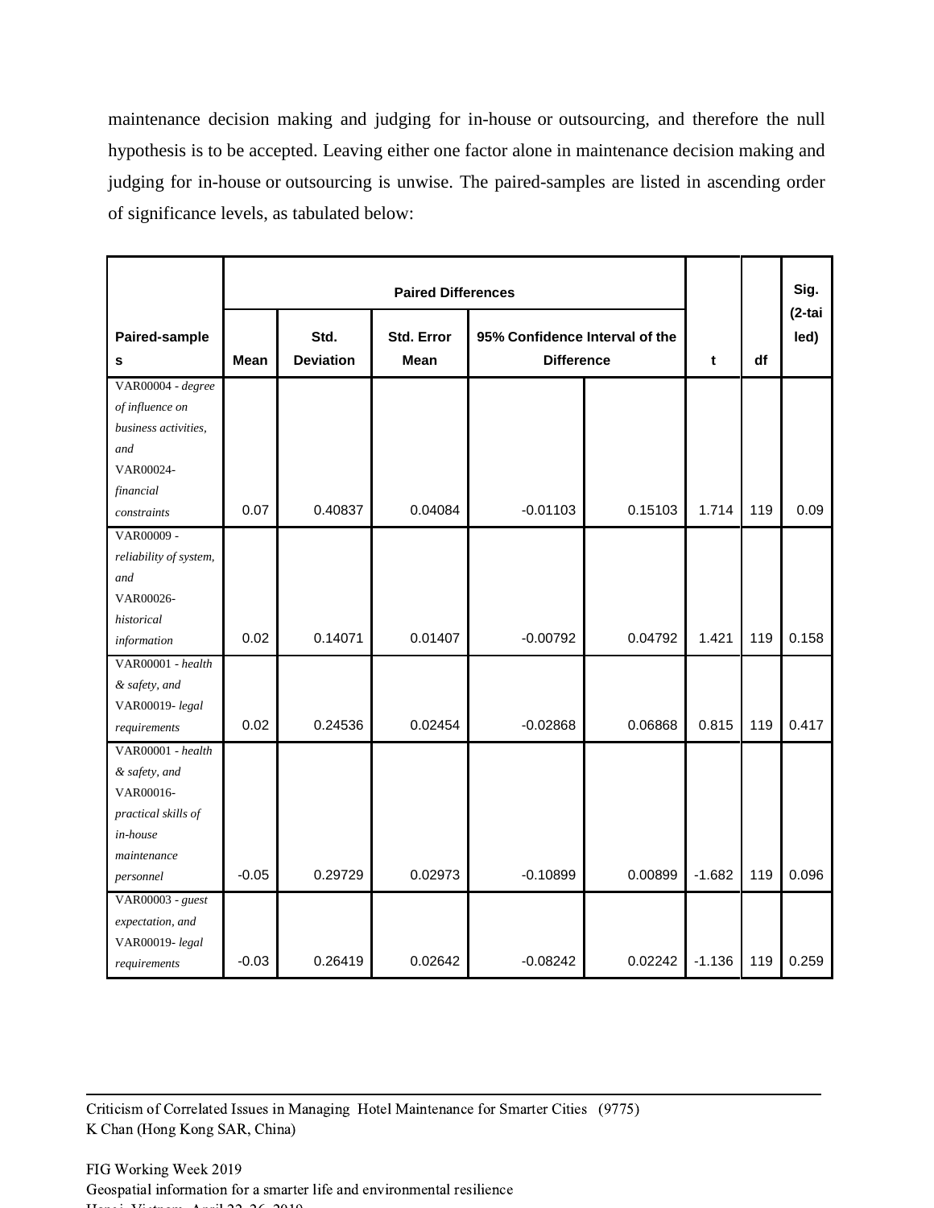maintenance decision making and judging for in-house or outsourcing, and therefore the null hypothesis is to be accepted. Leaving either one factor alone in maintenance decision making and judging for in-house or outsourcing is unwise. The paired-samples are listed in ascending order of significance levels, as tabulated below:

| Paired-samples | Paired Differences | | | | | t | df | Sig. (2-tailed) |
|---|---|---|---|---|---|---|---|---|
| | Mean | Std. Deviation | Std. Error Mean | 95% Confidence Interval of the Difference | | | | |
| VAR00004 - *degree of influence on business activities, and* VAR00024- *financial constraints* | 0.07 | 0.40837 | 0.04084 | -0.01103 | 0.15103 | 1.714 | 119 | 0.09 |
| VAR00009 - *reliability of system, and* VAR00026- *historical information* | 0.02 | 0.14071 | 0.01407 | -0.00792 | 0.04792 | 1.421 | 119 | 0.158 |
| VAR00001 - *health & safety, and* VAR00019- *legal requirements* | 0.02 | 0.24536 | 0.02454 | -0.02868 | 0.06868 | 0.815 | 119 | 0.417 |
| VAR00001 - *health & safety, and* VAR00016- *practical skills of in-house maintenance personnel* | -0.05 | 0.29729 | 0.02973 | -0.10899 | 0.00899 | -1.682 | 119 | 0.096 |
| VAR00003 - *guest expectation, and* VAR00019- *legal requirements* | -0.03 | 0.26419 | 0.02642 | -0.08242 | 0.02242 | -1.136 | 119 | 0.259 |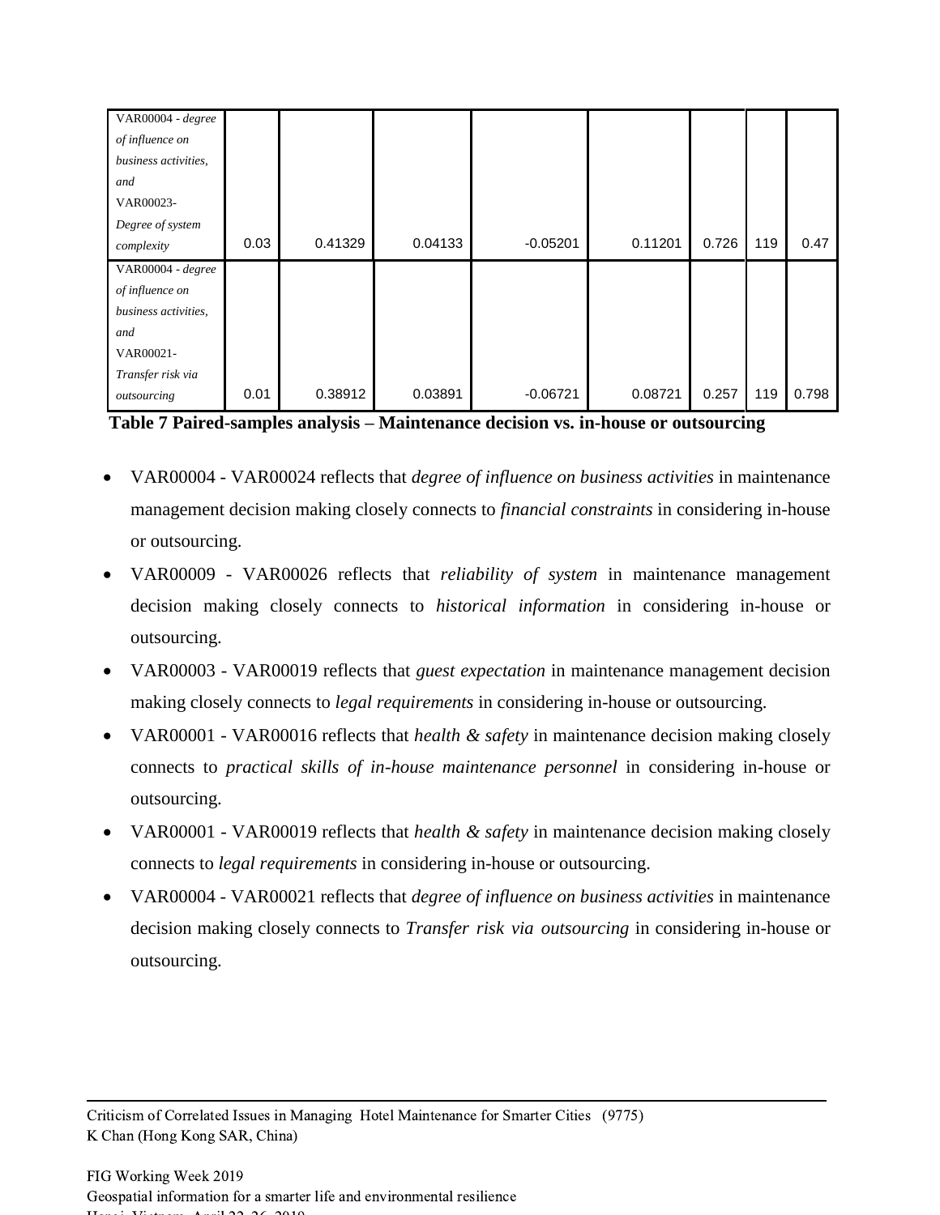| | | | | | | | | |
|---|---|---|---|---|---|---|---|---|
| VAR00004 - *degree of influence on business activities, and* VAR00023- *Degree of system complexity* | 0.03 | 0.41329 | 0.04133 | -0.05201 | 0.11201 | 0.726 | 119 | 0.47 |
| VAR00004 - *degree of influence on business activities, and* VAR00021- *Transfer risk via outsourcing* | 0.01 | 0.38912 | 0.03891 | -0.06721 | 0.08721 | 0.257 | 119 | 0.798 |

**Table 7 Paired-samples analysis – Maintenance decision vs. in-house or outsourcing**

- VAR00004 - VAR00024 reflects that *degree of influence on business activities* in maintenance management decision making closely connects to *financial constraints* in considering in-house or outsourcing.
- VAR00009 - VAR00026 reflects that *reliability of system* in maintenance management decision making closely connects to *historical information* in considering in-house or outsourcing.
- VAR00003 - VAR00019 reflects that *guest expectation* in maintenance management decision making closely connects to *legal requirements* in considering in-house or outsourcing.
- VAR00001 - VAR00016 reflects that *health & safety* in maintenance decision making closely connects to *practical skills of in-house maintenance personnel* in considering in-house or outsourcing.
- VAR00001 - VAR00019 reflects that *health & safety* in maintenance decision making closely connects to *legal requirements* in considering in-house or outsourcing.
- VAR00004 - VAR00021 reflects that *degree of influence on business activities* in maintenance decision making closely connects to *Transfer risk via outsourcing* in considering in-house or outsourcing.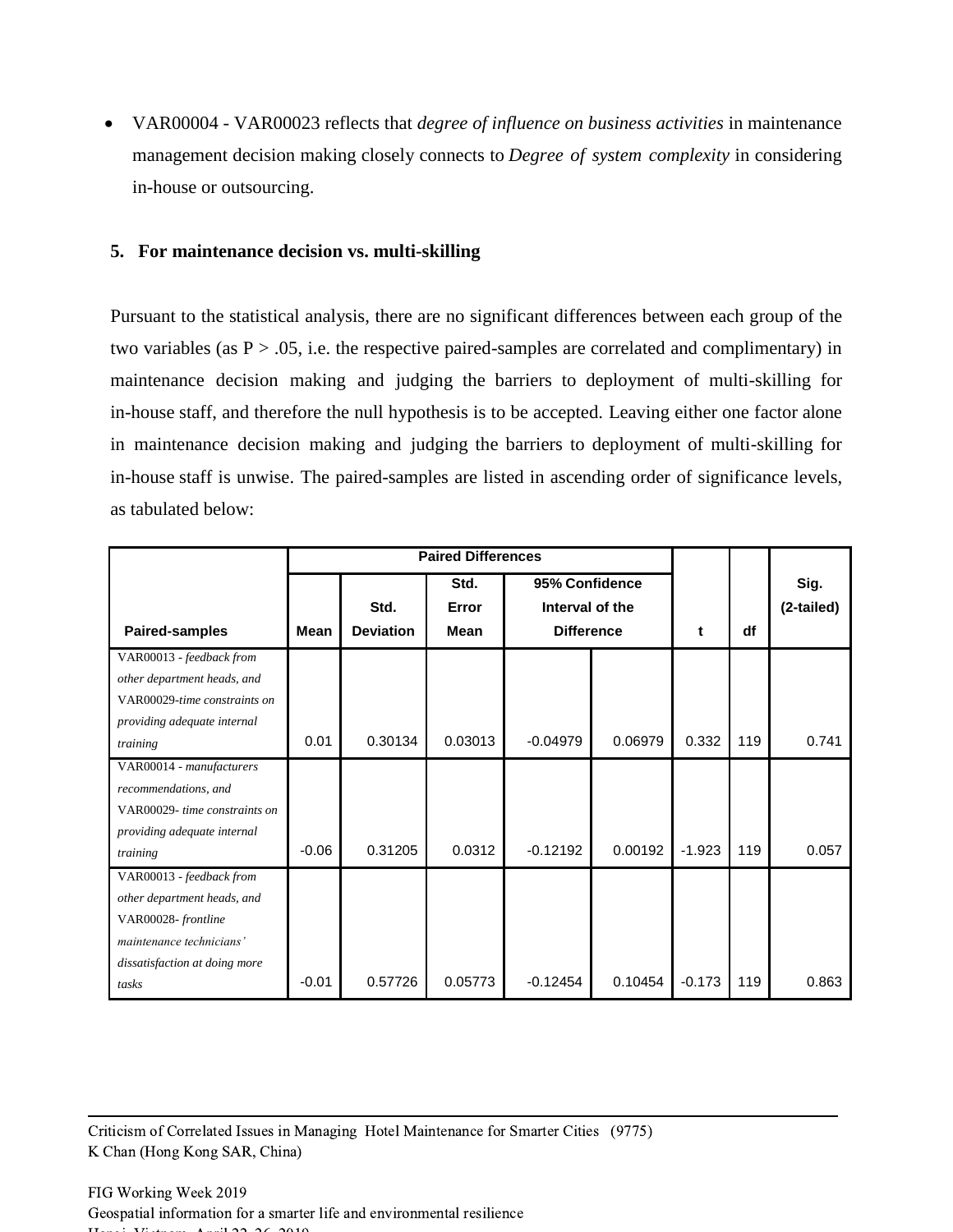- VAR00004 - VAR00023 reflects that *degree of influence on business activities* in maintenance management decision making closely connects to *Degree of system complexity* in considering in-house or outsourcing.

**5. For maintenance decision vs. multi-skilling**

Pursuant to the statistical analysis, there are no significant differences between each group of the two variables (as P > .05, i.e. the respective paired-samples are correlated and complimentary) in maintenance decision making and judging the barriers to deployment of multi-skilling for in-house staff, and therefore the null hypothesis is to be accepted. Leaving either one factor alone in maintenance decision making and judging the barriers to deployment of multi-skilling for in-house staff is unwise. The paired-samples are listed in ascending order of significance levels, as tabulated below:

| | Paired Differences | | | | | | | |
|---|---|---|---|---|---|---|---|---|
| Paired-samples | Mean | Std. Deviation | Std. Error Mean | 95% Confidence Interval of the Difference | | t | df | Sig. (2-tailed) |
| VAR00013 - *feedback from other department heads, and* VAR00029-*time constraints on providing adequate internal training* | 0.01 | 0.30134 | 0.03013 | -0.04979 | 0.06979 | 0.332 | 119 | 0.741 |
| VAR00014 - *manufacturers recommendations, and* VAR00029- *time constraints on providing adequate internal training* | -0.06 | 0.31205 | 0.0312 | -0.12192 | 0.00192 | -1.923 | 119 | 0.057 |
| VAR00013 - *feedback from other department heads, and* VAR00028- *frontline maintenance technicians' dissatisfaction at doing more tasks* | -0.01 | 0.57726 | 0.05773 | -0.12454 | 0.10454 | -0.173 | 119 | 0.863 |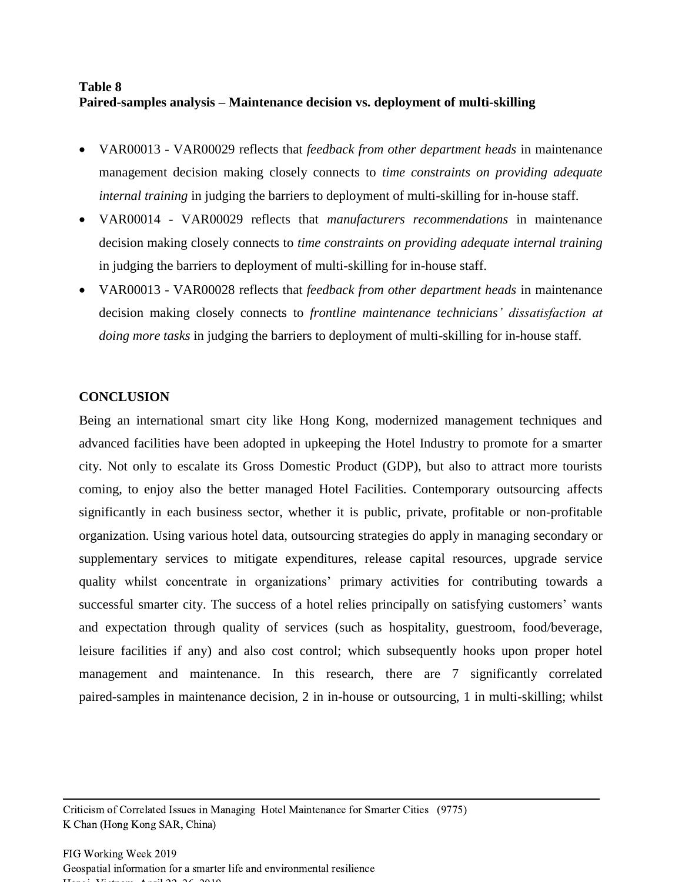**Table 8**
**Paired-samples analysis – Maintenance decision vs. deployment of multi-skilling**

- VAR00013 - VAR00029 reflects that *feedback from other department heads* in maintenance management decision making closely connects to *time constraints on providing adequate internal training* in judging the barriers to deployment of multi-skilling for in-house staff.
- VAR00014 - VAR00029 reflects that *manufacturers recommendations* in maintenance decision making closely connects to *time constraints on providing adequate internal training* in judging the barriers to deployment of multi-skilling for in-house staff.
- VAR00013 - VAR00028 reflects that *feedback from other department heads* in maintenance decision making closely connects to *frontline maintenance technicians' dissatisfaction at doing more tasks* in judging the barriers to deployment of multi-skilling for in-house staff.

## CONCLUSION

Being an international smart city like Hong Kong, modernized management techniques and advanced facilities have been adopted in upkeeping the Hotel Industry to promote for a smarter city. Not only to escalate its Gross Domestic Product (GDP), but also to attract more tourists coming, to enjoy also the better managed Hotel Facilities. Contemporary outsourcing affects significantly in each business sector, whether it is public, private, profitable or non-profitable organization. Using various hotel data, outsourcing strategies do apply in managing secondary or supplementary services to mitigate expenditures, release capital resources, upgrade service quality whilst concentrate in organizations' primary activities for contributing towards a successful smarter city. The success of a hotel relies principally on satisfying customers' wants and expectation through quality of services (such as hospitality, guestroom, food/beverage, leisure facilities if any) and also cost control; which subsequently hooks upon proper hotel management and maintenance. In this research, there are 7 significantly correlated paired-samples in maintenance decision, 2 in in-house or outsourcing, 1 in multi-skilling; whilst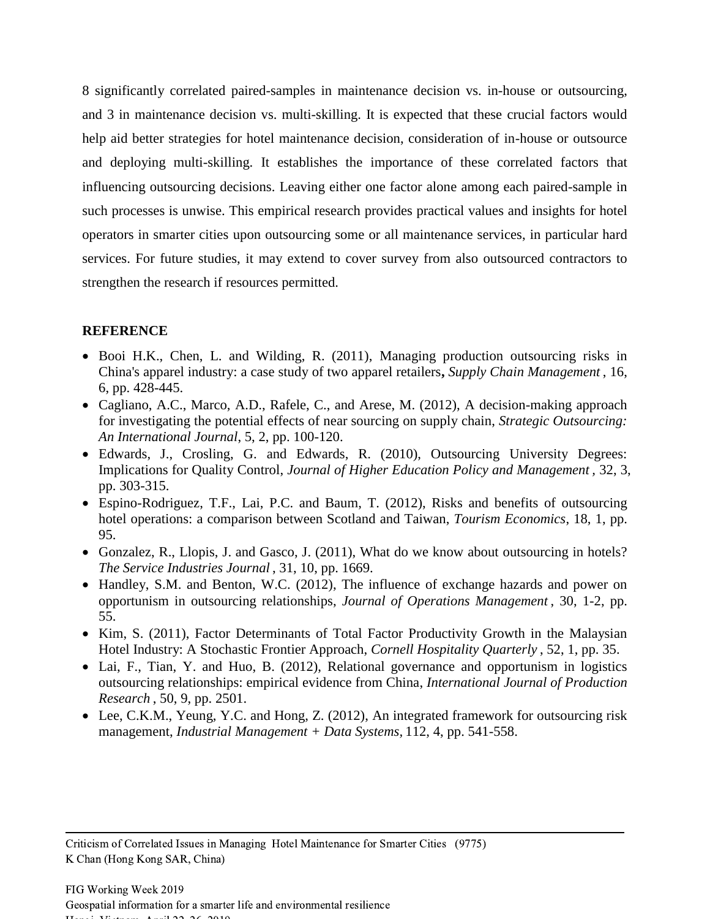8 significantly correlated paired-samples in maintenance decision vs. in-house or outsourcing, and 3 in maintenance decision vs. multi-skilling. It is expected that these crucial factors would help aid better strategies for hotel maintenance decision, consideration of in-house or outsource and deploying multi-skilling. It establishes the importance of these correlated factors that influencing outsourcing decisions. Leaving either one factor alone among each paired-sample in such processes is unwise. This empirical research provides practical values and insights for hotel operators in smarter cities upon outsourcing some or all maintenance services, in particular hard services. For future studies, it may extend to cover survey from also outsourced contractors to strengthen the research if resources permitted.

**REFERENCE**

- Booi H.K., Chen, L. and Wilding, R. (2011), Managing production outsourcing risks in China's apparel industry: a case study of two apparel retailers**,** *Supply Chain Management* , 16, 6, pp. 428-445.
- Cagliano, A.C., Marco, A.D., Rafele, C., and Arese, M. (2012), A decision-making approach for investigating the potential effects of near sourcing on supply chain, *Strategic Outsourcing: An International Journal*, 5, 2, pp. 100-120.
- Edwards, J., Crosling, G. and Edwards, R. (2010), Outsourcing University Degrees: Implications for Quality Control, *Journal of Higher Education Policy and Management* , 32, 3, pp. 303-315.
- Espino-Rodriguez, T.F., Lai, P.C. and Baum, T. (2012), Risks and benefits of outsourcing hotel operations: a comparison between Scotland and Taiwan, *Tourism Economics*, 18, 1, pp. 95.
- Gonzalez, R., Llopis, J. and Gasco, J. (2011), What do we know about outsourcing in hotels? *The Service Industries Journal* , 31, 10, pp. 1669.
- Handley, S.M. and Benton, W.C. (2012), The influence of exchange hazards and power on opportunism in outsourcing relationships, *Journal of Operations Management* , 30, 1-2, pp. 55.
- Kim, S. (2011), Factor Determinants of Total Factor Productivity Growth in the Malaysian Hotel Industry: A Stochastic Frontier Approach, *Cornell Hospitality Quarterly* , 52, 1, pp. 35.
- Lai, F., Tian, Y. and Huo, B. (2012), Relational governance and opportunism in logistics outsourcing relationships: empirical evidence from China, *International Journal of Production Research* , 50, 9, pp. 2501.
- Lee, C.K.M., Yeung, Y.C. and Hong, Z. (2012), An integrated framework for outsourcing risk management, *Industrial Management + Data Systems,* 112, 4, pp. 541-558.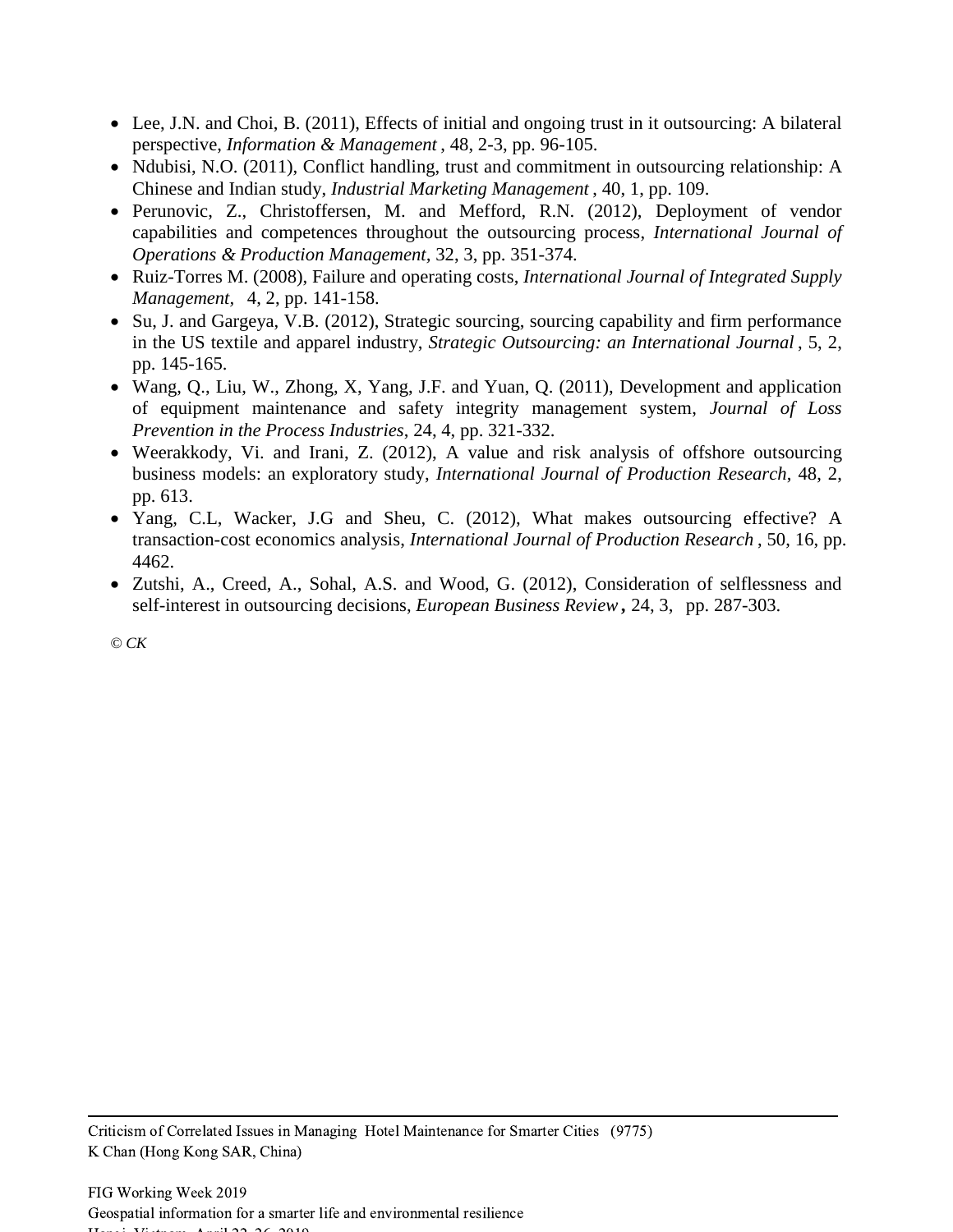- Lee, J.N. and Choi, B. (2011), Effects of initial and ongoing trust in it outsourcing: A bilateral perspective, *Information & Management* , 48, 2-3, pp. 96-105.
- Ndubisi, N.O. (2011), Conflict handling, trust and commitment in outsourcing relationship: A Chinese and Indian study, *Industrial Marketing Management* , 40, 1, pp. 109.
- Perunovic, Z., Christoffersen, M. and Mefford, R.N. (2012), Deployment of vendor capabilities and competences throughout the outsourcing process, *International Journal of Operations & Production Management*, 32, 3, pp. 351-374.
- Ruiz-Torres M. (2008), Failure and operating costs, *International Journal of Integrated Supply Management*, 4, 2, pp. 141-158.
- Su, J. and Gargeya, V.B. (2012), Strategic sourcing, sourcing capability and firm performance in the US textile and apparel industry, *Strategic Outsourcing: an International Journal* , 5, 2, pp. 145-165.
- Wang, Q., Liu, W., Zhong, X, Yang, J.F. and Yuan, Q. (2011), Development and application of equipment maintenance and safety integrity management system, *Journal of Loss Prevention in the Process Industries*, 24, 4, pp. 321-332.
- Weerakkody, Vi. and Irani, Z. (2012), A value and risk analysis of offshore outsourcing business models: an exploratory study, *International Journal of Production Research*, 48, 2, pp. 613.
- Yang, C.L, Wacker, J.G and Sheu, C. (2012), What makes outsourcing effective? A transaction-cost economics analysis, *International Journal of Production Research* , 50, 16, pp. 4462.
- Zutshi, A., Creed, A., Sohal, A.S. and Wood, G. (2012), Consideration of selflessness and self-interest in outsourcing decisions, *European Business Review* **,** 24, 3, pp. 287-303.

*© CK*